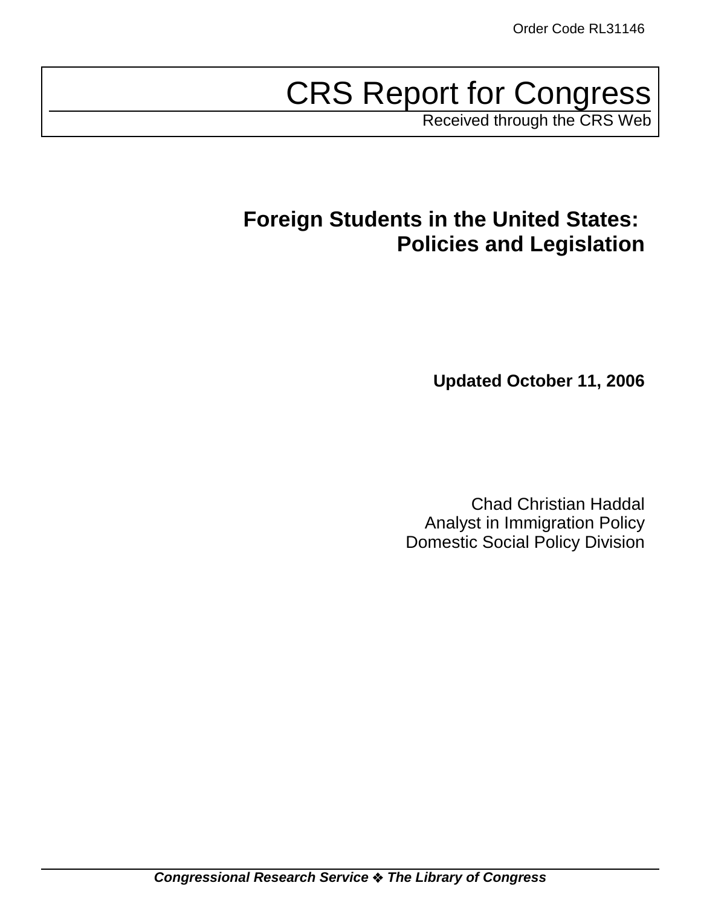Order Code RL31146

# CRS Report for Congress

Received through the CRS Web

## Foreign Students in the United States: Policies and Legislation

**Updated October 11, 2006**

Chad Christian Haddal
Analyst in Immigration Policy
Domestic Social Policy Division

***Congressional Research Service ❖ The Library of Congress***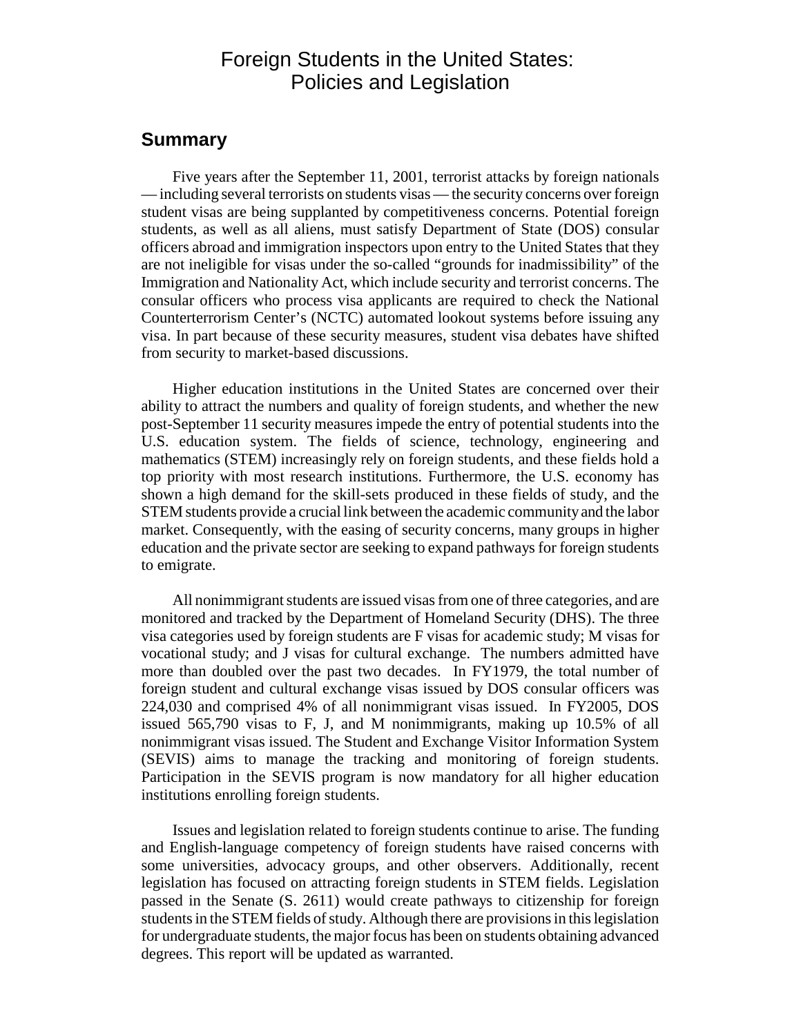# Foreign Students in the United States: Policies and Legislation

## Summary

Five years after the September 11, 2001, terrorist attacks by foreign nationals — including several terrorists on students visas — the security concerns over foreign student visas are being supplanted by competitiveness concerns. Potential foreign students, as well as all aliens, must satisfy Department of State (DOS) consular officers abroad and immigration inspectors upon entry to the United States that they are not ineligible for visas under the so-called "grounds for inadmissibility" of the Immigration and Nationality Act, which include security and terrorist concerns. The consular officers who process visa applicants are required to check the National Counterterrorism Center's (NCTC) automated lookout systems before issuing any visa. In part because of these security measures, student visa debates have shifted from security to market-based discussions.

Higher education institutions in the United States are concerned over their ability to attract the numbers and quality of foreign students, and whether the new post-September 11 security measures impede the entry of potential students into the U.S. education system. The fields of science, technology, engineering and mathematics (STEM) increasingly rely on foreign students, and these fields hold a top priority with most research institutions. Furthermore, the U.S. economy has shown a high demand for the skill-sets produced in these fields of study, and the STEM students provide a crucial link between the academic community and the labor market. Consequently, with the easing of security concerns, many groups in higher education and the private sector are seeking to expand pathways for foreign students to emigrate.

All nonimmigrant students are issued visas from one of three categories, and are monitored and tracked by the Department of Homeland Security (DHS). The three visa categories used by foreign students are F visas for academic study; M visas for vocational study; and J visas for cultural exchange. The numbers admitted have more than doubled over the past two decades. In FY1979, the total number of foreign student and cultural exchange visas issued by DOS consular officers was 224,030 and comprised 4% of all nonimmigrant visas issued. In FY2005, DOS issued 565,790 visas to F, J, and M nonimmigrants, making up 10.5% of all nonimmigrant visas issued. The Student and Exchange Visitor Information System (SEVIS) aims to manage the tracking and monitoring of foreign students. Participation in the SEVIS program is now mandatory for all higher education institutions enrolling foreign students.

Issues and legislation related to foreign students continue to arise. The funding and English-language competency of foreign students have raised concerns with some universities, advocacy groups, and other observers. Additionally, recent legislation has focused on attracting foreign students in STEM fields. Legislation passed in the Senate (S. 2611) would create pathways to citizenship for foreign students in the STEM fields of study. Although there are provisions in this legislation for undergraduate students, the major focus has been on students obtaining advanced degrees. This report will be updated as warranted.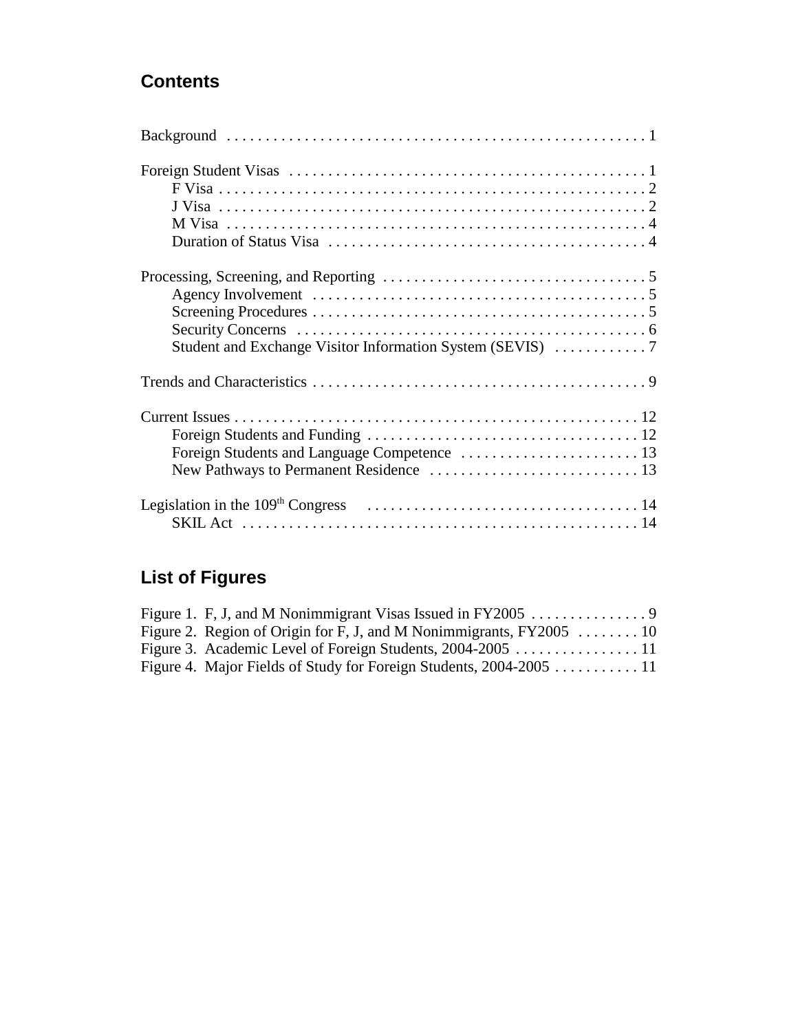## Contents

Background . . . . . . . . . . . . . . . . . . . . . . . . . . . . . . . . . . . . . . . . . . . . . . . . . . . 1

Foreign Student Visas . . . . . . . . . . . . . . . . . . . . . . . . . . . . . . . . . . . . . . . . . . . . . 1
- F Visa . . . . . . . . . . . . . . . . . . . . . . . . . . . . . . . . . . . . . . . . . . . . . . . . . . . 2
- J Visa . . . . . . . . . . . . . . . . . . . . . . . . . . . . . . . . . . . . . . . . . . . . . . . . . . . 2
- M Visa . . . . . . . . . . . . . . . . . . . . . . . . . . . . . . . . . . . . . . . . . . . . . . . . . . 4
- Duration of Status Visa . . . . . . . . . . . . . . . . . . . . . . . . . . . . . . . . . . . . . . . . 4

Processing, Screening, and Reporting . . . . . . . . . . . . . . . . . . . . . . . . . . . . . . . . . 5
- Agency Involvement . . . . . . . . . . . . . . . . . . . . . . . . . . . . . . . . . . . . . . . . . . 5
- Screening Procedures . . . . . . . . . . . . . . . . . . . . . . . . . . . . . . . . . . . . . . . . . 5
- Security Concerns . . . . . . . . . . . . . . . . . . . . . . . . . . . . . . . . . . . . . . . . . . . 6
- Student and Exchange Visitor Information System (SEVIS) . . . . . . . . . . . . 7

Trends and Characteristics . . . . . . . . . . . . . . . . . . . . . . . . . . . . . . . . . . . . . . . . . 9

Current Issues . . . . . . . . . . . . . . . . . . . . . . . . . . . . . . . . . . . . . . . . . . . . . . . . . . 12
- Foreign Students and Funding . . . . . . . . . . . . . . . . . . . . . . . . . . . . . . . . . . 12
- Foreign Students and Language Competence . . . . . . . . . . . . . . . . . . . . . . 13
- New Pathways to Permanent Residence . . . . . . . . . . . . . . . . . . . . . . . . . . 13

Legislation in the 109th Congress . . . . . . . . . . . . . . . . . . . . . . . . . . . . . . . . . . . 14
- SKIL Act . . . . . . . . . . . . . . . . . . . . . . . . . . . . . . . . . . . . . . . . . . . . . . . . . . 14

## List of Figures

Figure 1. F, J, and M Nonimmigrant Visas Issued in FY2005 . . . . . . . . . . . . . . . 9
Figure 2. Region of Origin for F, J, and M Nonimmigrants, FY2005 . . . . . . . . 10
Figure 3. Academic Level of Foreign Students, 2004-2005 . . . . . . . . . . . . . . . . 11
Figure 4. Major Fields of Study for Foreign Students, 2004-2005 . . . . . . . . . . . 11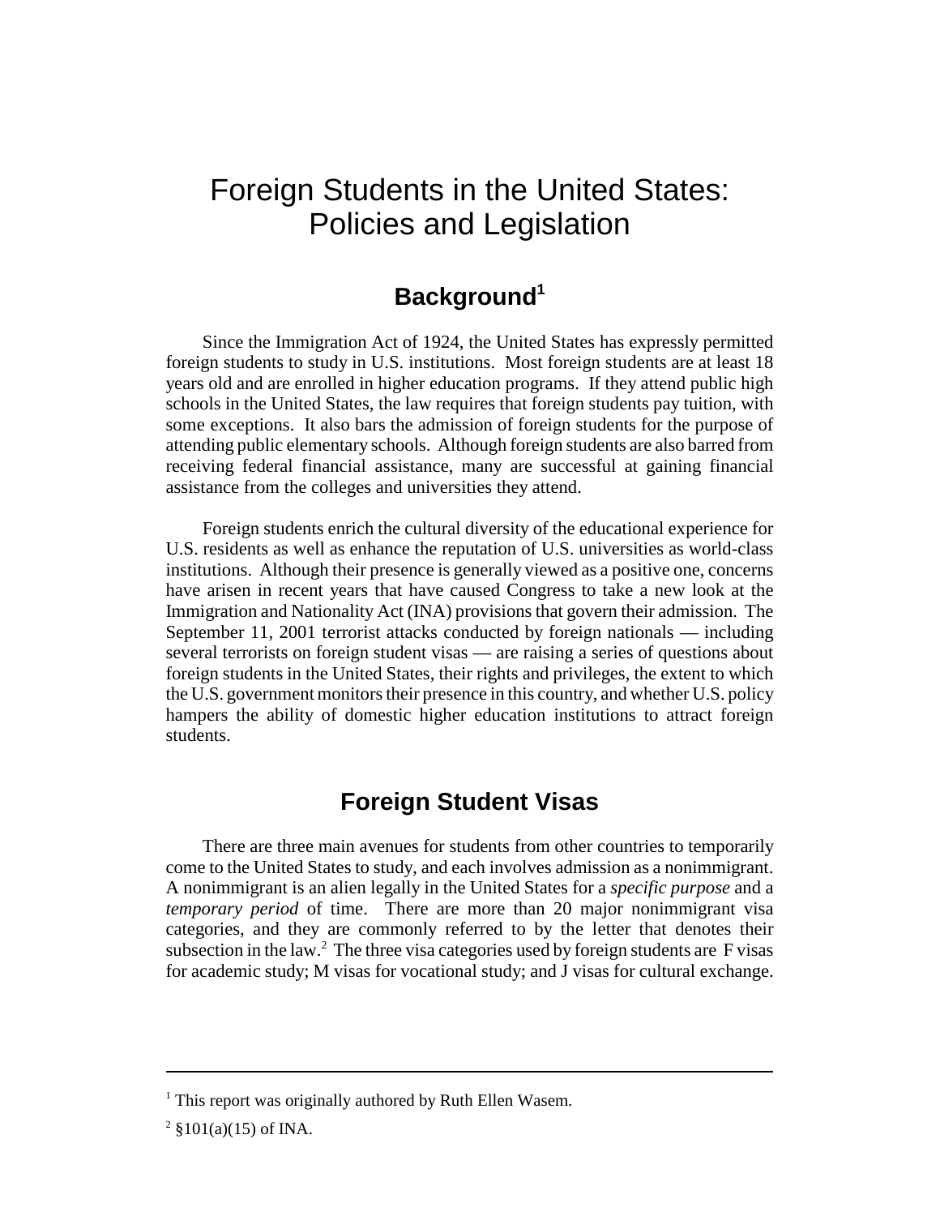# Foreign Students in the United States: Policies and Legislation

## Background[1]

Since the Immigration Act of 1924, the United States has expressly permitted foreign students to study in U.S. institutions. Most foreign students are at least 18 years old and are enrolled in higher education programs. If they attend public high schools in the United States, the law requires that foreign students pay tuition, with some exceptions. It also bars the admission of foreign students for the purpose of attending public elementary schools. Although foreign students are also barred from receiving federal financial assistance, many are successful at gaining financial assistance from the colleges and universities they attend.

Foreign students enrich the cultural diversity of the educational experience for U.S. residents as well as enhance the reputation of U.S. universities as world-class institutions. Although their presence is generally viewed as a positive one, concerns have arisen in recent years that have caused Congress to take a new look at the Immigration and Nationality Act (INA) provisions that govern their admission. The September 11, 2001 terrorist attacks conducted by foreign nationals — including several terrorists on foreign student visas — are raising a series of questions about foreign students in the United States, their rights and privileges, the extent to which the U.S. government monitors their presence in this country, and whether U.S. policy hampers the ability of domestic higher education institutions to attract foreign students.

## Foreign Student Visas

There are three main avenues for students from other countries to temporarily come to the United States to study, and each involves admission as a nonimmigrant. A nonimmigrant is an alien legally in the United States for a *specific purpose* and a *temporary period* of time. There are more than 20 major nonimmigrant visa categories, and they are commonly referred to by the letter that denotes their subsection in the law.[2] The three visa categories used by foreign students are F visas for academic study; M visas for vocational study; and J visas for cultural exchange.

---

[1] This report was originally authored by Ruth Ellen Wasem.

[2] §101(a)(15) of INA.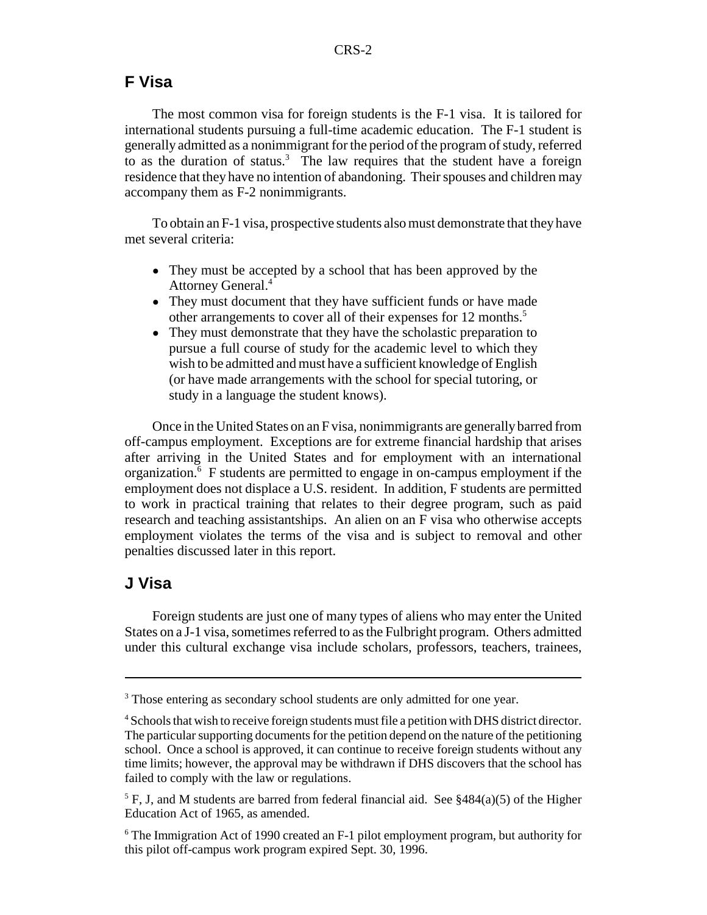## F Visa

The most common visa for foreign students is the F-1 visa. It is tailored for international students pursuing a full-time academic education. The F-1 student is generally admitted as a nonimmigrant for the period of the program of study, referred to as the duration of status.[3] The law requires that the student have a foreign residence that they have no intention of abandoning. Their spouses and children may accompany them as F-2 nonimmigrants.

To obtain an F-1 visa, prospective students also must demonstrate that they have met several criteria:

- They must be accepted by a school that has been approved by the Attorney General.[4]
- They must document that they have sufficient funds or have made other arrangements to cover all of their expenses for 12 months.[5]
- They must demonstrate that they have the scholastic preparation to pursue a full course of study for the academic level to which they wish to be admitted and must have a sufficient knowledge of English (or have made arrangements with the school for special tutoring, or study in a language the student knows).

Once in the United States on an F visa, nonimmigrants are generally barred from off-campus employment. Exceptions are for extreme financial hardship that arises after arriving in the United States and for employment with an international organization.[6] F students are permitted to engage in on-campus employment if the employment does not displace a U.S. resident. In addition, F students are permitted to work in practical training that relates to their degree program, such as paid research and teaching assistantships. An alien on an F visa who otherwise accepts employment violates the terms of the visa and is subject to removal and other penalties discussed later in this report.

## J Visa

Foreign students are just one of many types of aliens who may enter the United States on a J-1 visa, sometimes referred to as the Fulbright program. Others admitted under this cultural exchange visa include scholars, professors, teachers, trainees,

---

[3] Those entering as secondary school students are only admitted for one year.

[4] Schools that wish to receive foreign students must file a petition with DHS district director. The particular supporting documents for the petition depend on the nature of the petitioning school. Once a school is approved, it can continue to receive foreign students without any time limits; however, the approval may be withdrawn if DHS discovers that the school has failed to comply with the law or regulations.

[5] F, J, and M students are barred from federal financial aid. See §484(a)(5) of the Higher Education Act of 1965, as amended.

[6] The Immigration Act of 1990 created an F-1 pilot employment program, but authority for this pilot off-campus work program expired Sept. 30, 1996.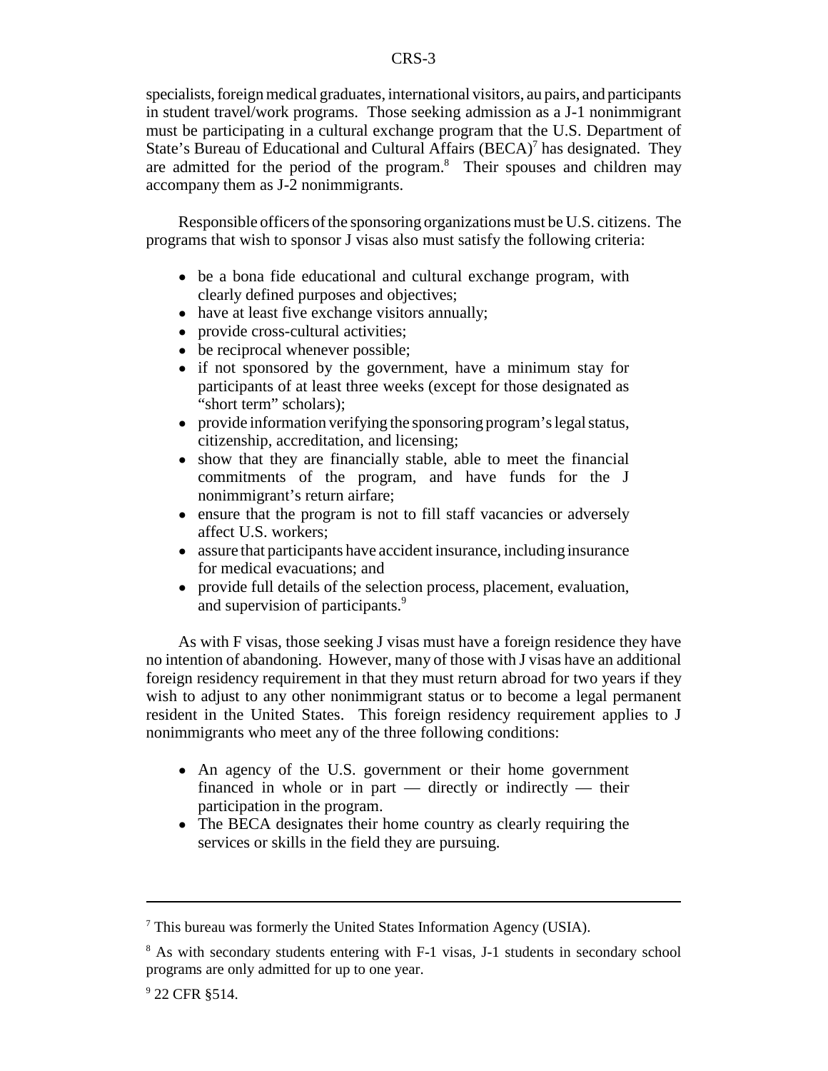specialists, foreign medical graduates, international visitors, au pairs, and participants in student travel/work programs. Those seeking admission as a J-1 nonimmigrant must be participating in a cultural exchange program that the U.S. Department of State's Bureau of Educational and Cultural Affairs (BECA)[7] has designated. They are admitted for the period of the program.[8] Their spouses and children may accompany them as J-2 nonimmigrants.

Responsible officers of the sponsoring organizations must be U.S. citizens. The programs that wish to sponsor J visas also must satisfy the following criteria:

- be a bona fide educational and cultural exchange program, with clearly defined purposes and objectives;
- have at least five exchange visitors annually;
- provide cross-cultural activities;
- be reciprocal whenever possible;
- if not sponsored by the government, have a minimum stay for participants of at least three weeks (except for those designated as "short term" scholars);
- provide information verifying the sponsoring program's legal status, citizenship, accreditation, and licensing;
- show that they are financially stable, able to meet the financial commitments of the program, and have funds for the J nonimmigrant's return airfare;
- ensure that the program is not to fill staff vacancies or adversely affect U.S. workers;
- assure that participants have accident insurance, including insurance for medical evacuations; and
- provide full details of the selection process, placement, evaluation, and supervision of participants.[9]

As with F visas, those seeking J visas must have a foreign residence they have no intention of abandoning. However, many of those with J visas have an additional foreign residency requirement in that they must return abroad for two years if they wish to adjust to any other nonimmigrant status or to become a legal permanent resident in the United States. This foreign residency requirement applies to J nonimmigrants who meet any of the three following conditions:

- An agency of the U.S. government or their home government financed in whole or in part — directly or indirectly — their participation in the program.
- The BECA designates their home country as clearly requiring the services or skills in the field they are pursuing.

---

[7] This bureau was formerly the United States Information Agency (USIA).

[8] As with secondary students entering with F-1 visas, J-1 students in secondary school programs are only admitted for up to one year.

[9] 22 CFR §514.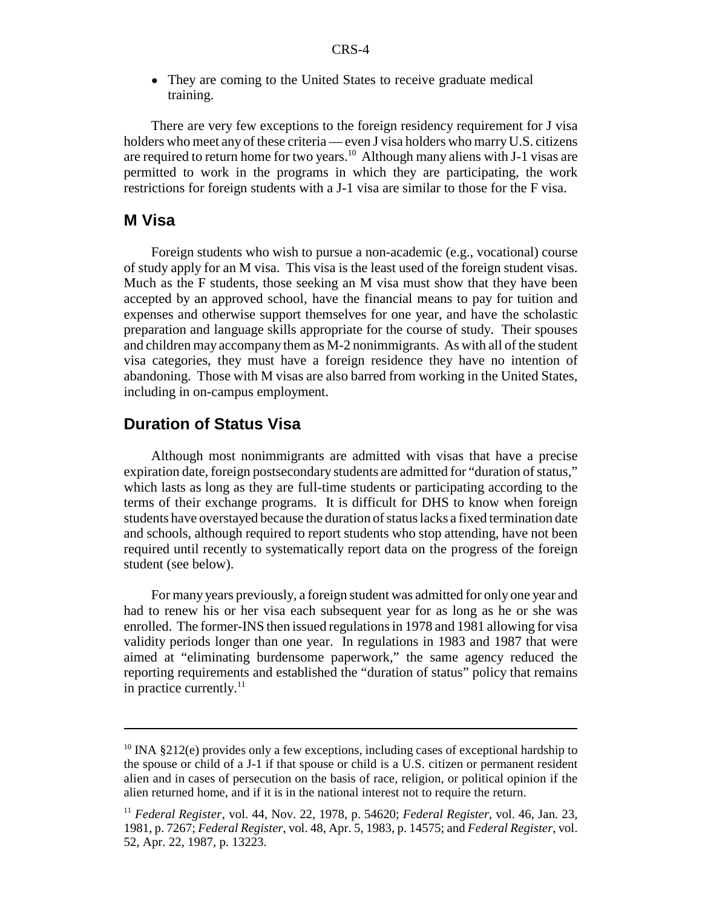- They are coming to the United States to receive graduate medical training.

There are very few exceptions to the foreign residency requirement for J visa holders who meet any of these criteria — even J visa holders who marry U.S. citizens are required to return home for two years.[10] Although many aliens with J-1 visas are permitted to work in the programs in which they are participating, the work restrictions for foreign students with a J-1 visa are similar to those for the F visa.

## M Visa

Foreign students who wish to pursue a non-academic (e.g., vocational) course of study apply for an M visa. This visa is the least used of the foreign student visas. Much as the F students, those seeking an M visa must show that they have been accepted by an approved school, have the financial means to pay for tuition and expenses and otherwise support themselves for one year, and have the scholastic preparation and language skills appropriate for the course of study. Their spouses and children may accompany them as M-2 nonimmigrants. As with all of the student visa categories, they must have a foreign residence they have no intention of abandoning. Those with M visas are also barred from working in the United States, including in on-campus employment.

## Duration of Status Visa

Although most nonimmigrants are admitted with visas that have a precise expiration date, foreign postsecondary students are admitted for "duration of status," which lasts as long as they are full-time students or participating according to the terms of their exchange programs. It is difficult for DHS to know when foreign students have overstayed because the duration of status lacks a fixed termination date and schools, although required to report students who stop attending, have not been required until recently to systematically report data on the progress of the foreign student (see below).

For many years previously, a foreign student was admitted for only one year and had to renew his or her visa each subsequent year for as long as he or she was enrolled. The former-INS then issued regulations in 1978 and 1981 allowing for visa validity periods longer than one year. In regulations in 1983 and 1987 that were aimed at "eliminating burdensome paperwork," the same agency reduced the reporting requirements and established the "duration of status" policy that remains in practice currently.[11]

---

[10] INA §212(e) provides only a few exceptions, including cases of exceptional hardship to the spouse or child of a J-1 if that spouse or child is a U.S. citizen or permanent resident alien and in cases of persecution on the basis of race, religion, or political opinion if the alien returned home, and if it is in the national interest not to require the return.

[11] *Federal Register*, vol. 44, Nov. 22, 1978, p. 54620; *Federal Register*, vol. 46, Jan. 23, 1981, p. 7267; *Federal Register*, vol. 48, Apr. 5, 1983, p. 14575; and *Federal Register*, vol. 52, Apr. 22, 1987, p. 13223.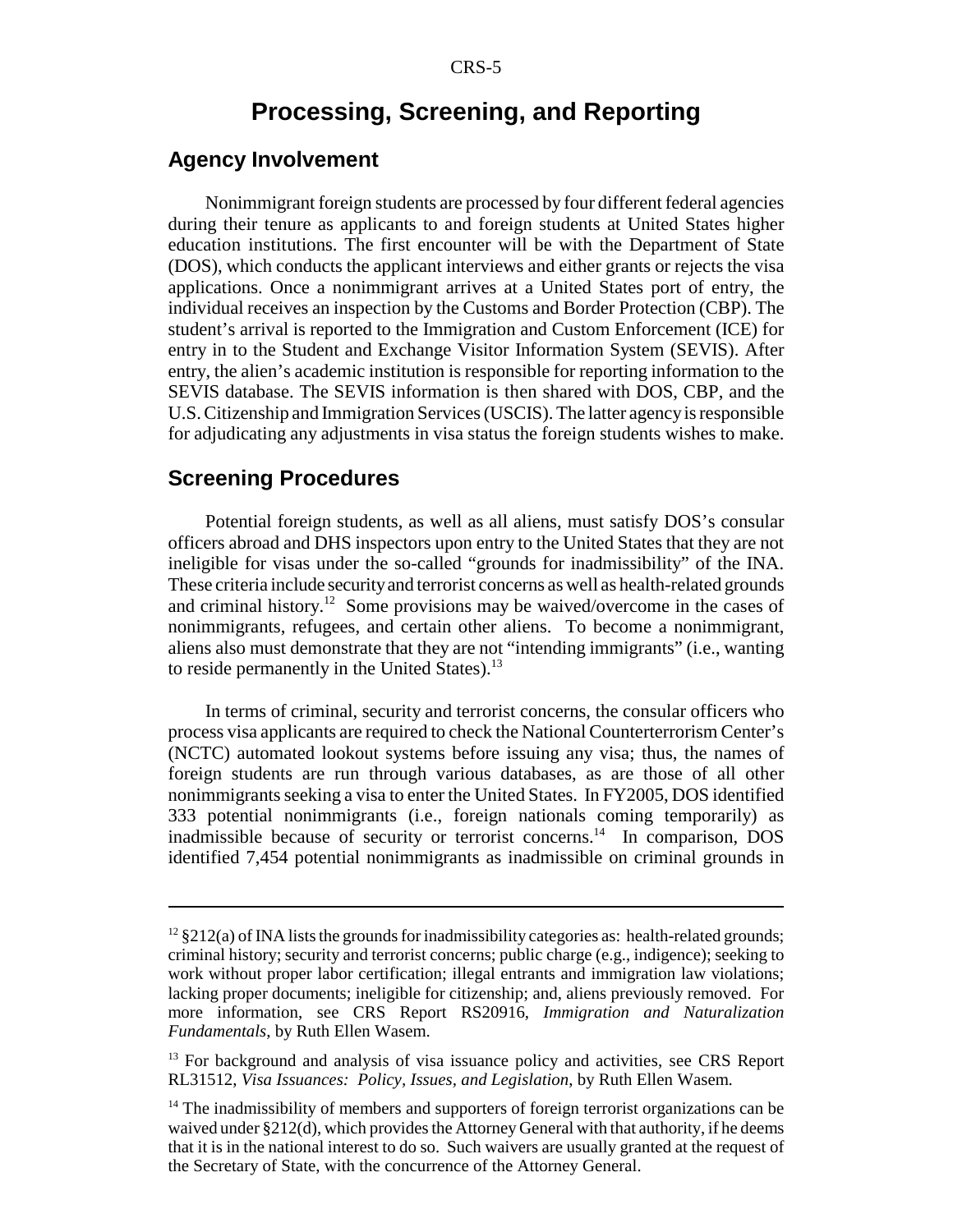## Processing, Screening, and Reporting

### Agency Involvement

Nonimmigrant foreign students are processed by four different federal agencies during their tenure as applicants to and foreign students at United States higher education institutions. The first encounter will be with the Department of State (DOS), which conducts the applicant interviews and either grants or rejects the visa applications. Once a nonimmigrant arrives at a United States port of entry, the individual receives an inspection by the Customs and Border Protection (CBP). The student's arrival is reported to the Immigration and Custom Enforcement (ICE) for entry in to the Student and Exchange Visitor Information System (SEVIS). After entry, the alien's academic institution is responsible for reporting information to the SEVIS database. The SEVIS information is then shared with DOS, CBP, and the U.S. Citizenship and Immigration Services (USCIS). The latter agency is responsible for adjudicating any adjustments in visa status the foreign students wishes to make.

### Screening Procedures

Potential foreign students, as well as all aliens, must satisfy DOS's consular officers abroad and DHS inspectors upon entry to the United States that they are not ineligible for visas under the so-called "grounds for inadmissibility" of the INA. These criteria include security and terrorist concerns as well as health-related grounds and criminal history.[12] Some provisions may be waived/overcome in the cases of nonimmigrants, refugees, and certain other aliens. To become a nonimmigrant, aliens also must demonstrate that they are not "intending immigrants" (i.e., wanting to reside permanently in the United States).[13]

In terms of criminal, security and terrorist concerns, the consular officers who process visa applicants are required to check the National Counterterrorism Center's (NCTC) automated lookout systems before issuing any visa; thus, the names of foreign students are run through various databases, as are those of all other nonimmigrants seeking a visa to enter the United States. In FY2005, DOS identified 333 potential nonimmigrants (i.e., foreign nationals coming temporarily) as inadmissible because of security or terrorist concerns.[14] In comparison, DOS identified 7,454 potential nonimmigrants as inadmissible on criminal grounds in

---

[12] §212(a) of INA lists the grounds for inadmissibility categories as: health-related grounds; criminal history; security and terrorist concerns; public charge (e.g., indigence); seeking to work without proper labor certification; illegal entrants and immigration law violations; lacking proper documents; ineligible for citizenship; and, aliens previously removed. For more information, see CRS Report RS20916, *Immigration and Naturalization Fundamentals*, by Ruth Ellen Wasem.

[13] For background and analysis of visa issuance policy and activities, see CRS Report RL31512, *Visa Issuances: Policy, Issues, and Legislation*, by Ruth Ellen Wasem.

[14] The inadmissibility of members and supporters of foreign terrorist organizations can be waived under §212(d), which provides the Attorney General with that authority, if he deems that it is in the national interest to do so. Such waivers are usually granted at the request of the Secretary of State, with the concurrence of the Attorney General.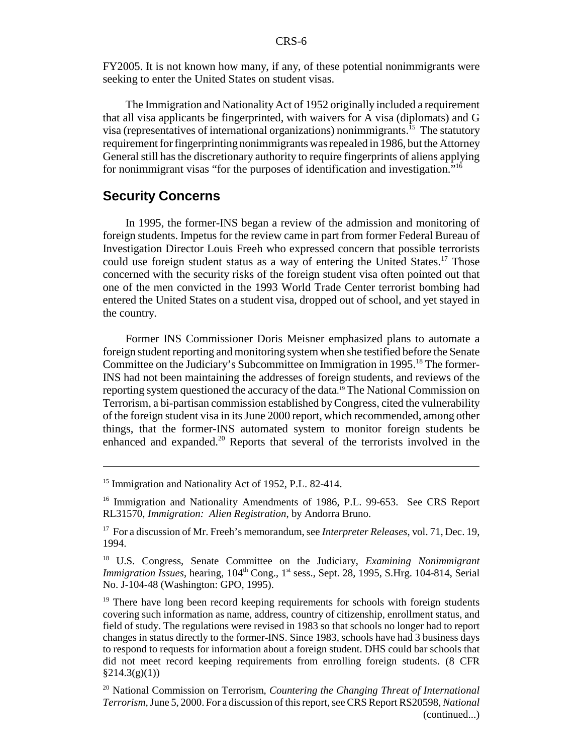FY2005. It is not known how many, if any, of these potential nonimmigrants were seeking to enter the United States on student visas.

The Immigration and Nationality Act of 1952 originally included a requirement that all visa applicants be fingerprinted, with waivers for A visa (diplomats) and G visa (representatives of international organizations) nonimmigrants.[15] The statutory requirement for fingerprinting nonimmigrants was repealed in 1986, but the Attorney General still has the discretionary authority to require fingerprints of aliens applying for nonimmigrant visas "for the purposes of identification and investigation."[16]

## Security Concerns

In 1995, the former-INS began a review of the admission and monitoring of foreign students. Impetus for the review came in part from former Federal Bureau of Investigation Director Louis Freeh who expressed concern that possible terrorists could use foreign student status as a way of entering the United States.[17] Those concerned with the security risks of the foreign student visa often pointed out that one of the men convicted in the 1993 World Trade Center terrorist bombing had entered the United States on a student visa, dropped out of school, and yet stayed in the country.

Former INS Commissioner Doris Meisner emphasized plans to automate a foreign student reporting and monitoring system when she testified before the Senate Committee on the Judiciary's Subcommittee on Immigration in 1995.[18] The former-INS had not been maintaining the addresses of foreign students, and reviews of the reporting system questioned the accuracy of the data.[19] The National Commission on Terrorism, a bi-partisan commission established by Congress, cited the vulnerability of the foreign student visa in its June 2000 report, which recommended, among other things, that the former-INS automated system to monitor foreign students be enhanced and expanded.[20] Reports that several of the terrorists involved in the

---

[15] Immigration and Nationality Act of 1952, P.L. 82-414.

[16] Immigration and Nationality Amendments of 1986, P.L. 99-653. See CRS Report RL31570, *Immigration: Alien Registration*, by Andorra Bruno.

[17] For a discussion of Mr. Freeh's memorandum, see *Interpreter Releases*, vol. 71, Dec. 19, 1994.

[18] U.S. Congress, Senate Committee on the Judiciary, *Examining Nonimmigrant Immigration Issues*, hearing, 104th Cong., 1st sess., Sept. 28, 1995, S.Hrg. 104-814, Serial No. J-104-48 (Washington: GPO, 1995).

[19] There have long been record keeping requirements for schools with foreign students covering such information as name, address, country of citizenship, enrollment status, and field of study. The regulations were revised in 1983 so that schools no longer had to report changes in status directly to the former-INS. Since 1983, schools have had 3 business days to respond to requests for information about a foreign student. DHS could bar schools that did not meet record keeping requirements from enrolling foreign students. (8 CFR §214.3(g)(1))

[20] National Commission on Terrorism, *Countering the Changing Threat of International Terrorism*, June 5, 2000. For a discussion of this report, see CRS Report RS20598, *National* (continued...)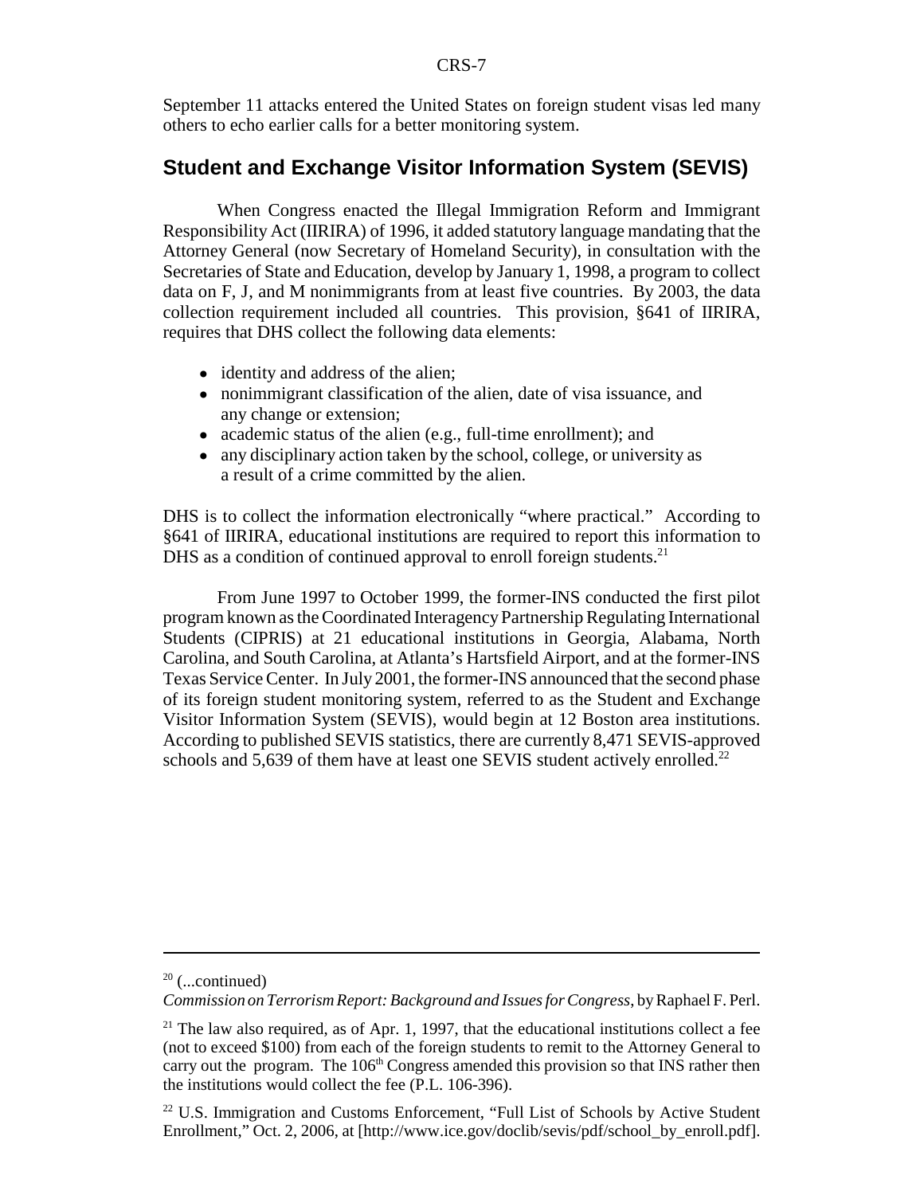September 11 attacks entered the United States on foreign student visas led many others to echo earlier calls for a better monitoring system.

## Student and Exchange Visitor Information System (SEVIS)

When Congress enacted the Illegal Immigration Reform and Immigrant Responsibility Act (IIRIRA) of 1996, it added statutory language mandating that the Attorney General (now Secretary of Homeland Security), in consultation with the Secretaries of State and Education, develop by January 1, 1998, a program to collect data on F, J, and M nonimmigrants from at least five countries. By 2003, the data collection requirement included all countries. This provision, §641 of IIRIRA, requires that DHS collect the following data elements:

- identity and address of the alien;
- nonimmigrant classification of the alien, date of visa issuance, and any change or extension;
- academic status of the alien (e.g., full-time enrollment); and
- any disciplinary action taken by the school, college, or university as a result of a crime committed by the alien.

DHS is to collect the information electronically "where practical." According to §641 of IIRIRA, educational institutions are required to report this information to DHS as a condition of continued approval to enroll foreign students.[21]

From June 1997 to October 1999, the former-INS conducted the first pilot program known as the Coordinated Interagency Partnership Regulating International Students (CIPRIS) at 21 educational institutions in Georgia, Alabama, North Carolina, and South Carolina, at Atlanta's Hartsfield Airport, and at the former-INS Texas Service Center. In July 2001, the former-INS announced that the second phase of its foreign student monitoring system, referred to as the Student and Exchange Visitor Information System (SEVIS), would begin at 12 Boston area institutions. According to published SEVIS statistics, there are currently 8,471 SEVIS-approved schools and 5,639 of them have at least one SEVIS student actively enrolled.[22]

---

[20] (...continued)
*Commission on Terrorism Report: Background and Issues for Congress*, by Raphael F. Perl.

[21] The law also required, as of Apr. 1, 1997, that the educational institutions collect a fee (not to exceed $100) from each of the foreign students to remit to the Attorney General to carry out the program. The 106th Congress amended this provision so that INS rather then the institutions would collect the fee (P.L. 106-396).

[22] U.S. Immigration and Customs Enforcement, "Full List of Schools by Active Student Enrollment," Oct. 2, 2006, at [http://www.ice.gov/doclib/sevis/pdf/school_by_enroll.pdf].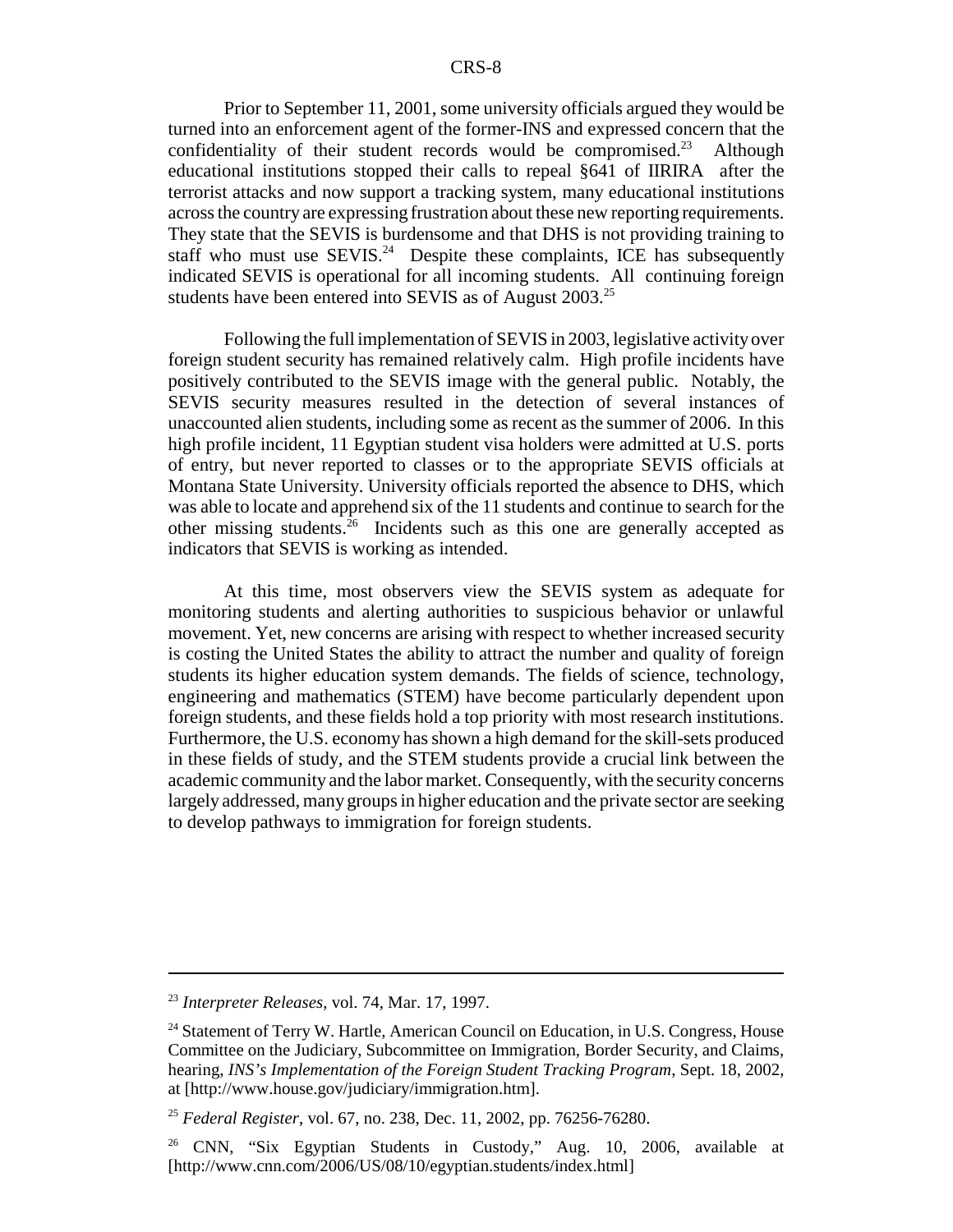Prior to September 11, 2001, some university officials argued they would be turned into an enforcement agent of the former-INS and expressed concern that the confidentiality of their student records would be compromised.[23] Although educational institutions stopped their calls to repeal §641 of IIRIRA after the terrorist attacks and now support a tracking system, many educational institutions across the country are expressing frustration about these new reporting requirements. They state that the SEVIS is burdensome and that DHS is not providing training to staff who must use SEVIS.[24] Despite these complaints, ICE has subsequently indicated SEVIS is operational for all incoming students. All continuing foreign students have been entered into SEVIS as of August 2003.[25]

Following the full implementation of SEVIS in 2003, legislative activity over foreign student security has remained relatively calm. High profile incidents have positively contributed to the SEVIS image with the general public. Notably, the SEVIS security measures resulted in the detection of several instances of unaccounted alien students, including some as recent as the summer of 2006. In this high profile incident, 11 Egyptian student visa holders were admitted at U.S. ports of entry, but never reported to classes or to the appropriate SEVIS officials at Montana State University. University officials reported the absence to DHS, which was able to locate and apprehend six of the 11 students and continue to search for the other missing students.[26] Incidents such as this one are generally accepted as indicators that SEVIS is working as intended.

At this time, most observers view the SEVIS system as adequate for monitoring students and alerting authorities to suspicious behavior or unlawful movement. Yet, new concerns are arising with respect to whether increased security is costing the United States the ability to attract the number and quality of foreign students its higher education system demands. The fields of science, technology, engineering and mathematics (STEM) have become particularly dependent upon foreign students, and these fields hold a top priority with most research institutions. Furthermore, the U.S. economy has shown a high demand for the skill-sets produced in these fields of study, and the STEM students provide a crucial link between the academic community and the labor market. Consequently, with the security concerns largely addressed, many groups in higher education and the private sector are seeking to develop pathways to immigration for foreign students.

---

[23] *Interpreter Releases*, vol. 74, Mar. 17, 1997.

[24] Statement of Terry W. Hartle, American Council on Education, in U.S. Congress, House Committee on the Judiciary, Subcommittee on Immigration, Border Security, and Claims, hearing, *INS's Implementation of the Foreign Student Tracking Program*, Sept. 18, 2002, at [http://www.house.gov/judiciary/immigration.htm].

[25] *Federal Register*, vol. 67, no. 238, Dec. 11, 2002, pp. 76256-76280.

[26] CNN, "Six Egyptian Students in Custody," Aug. 10, 2006, available at [http://www.cnn.com/2006/US/08/10/egyptian.students/index.html]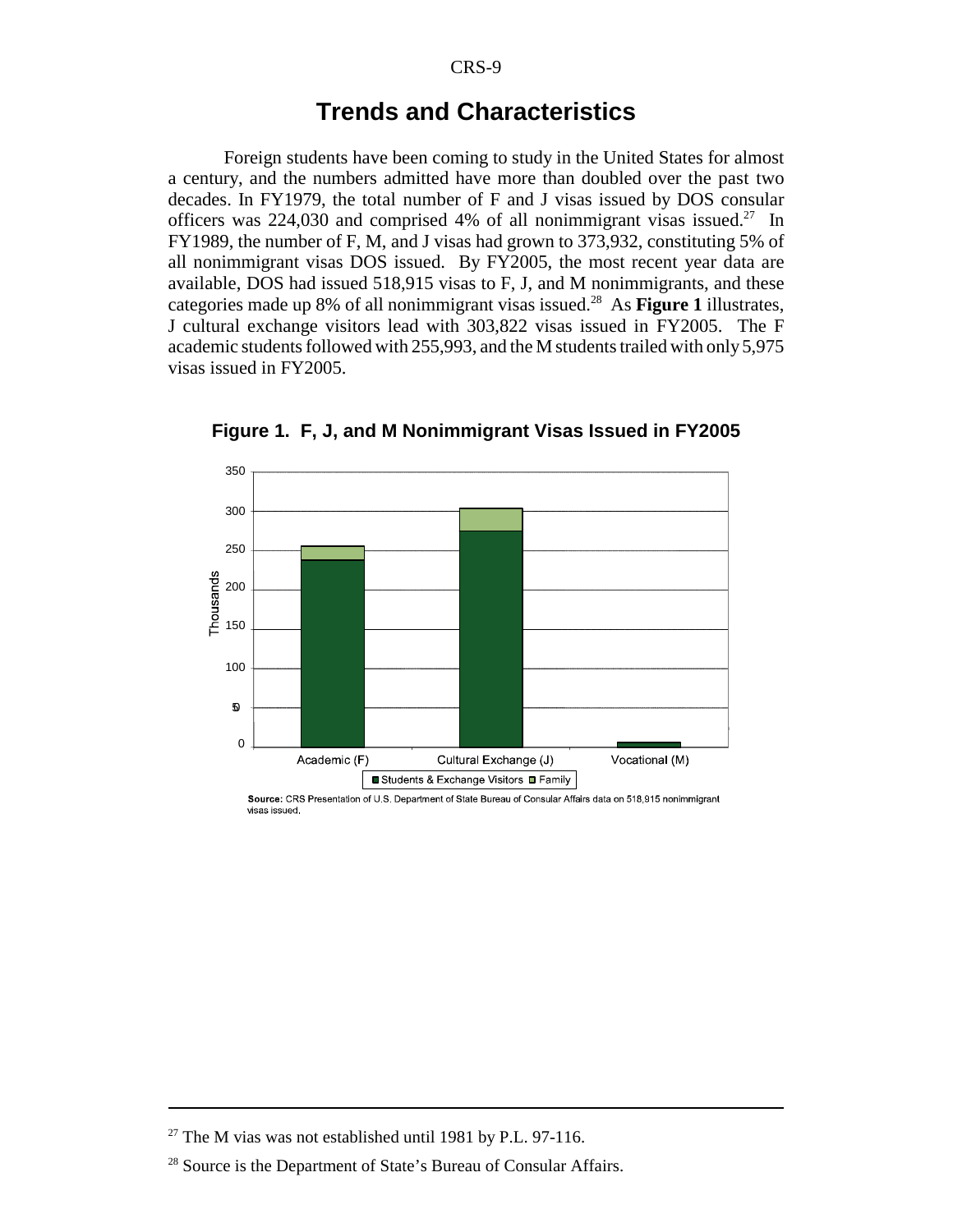## Trends and Characteristics

Foreign students have been coming to study in the United States for almost a century, and the numbers admitted have more than doubled over the past two decades. In FY1979, the total number of F and J visas issued by DOS consular officers was 224,030 and comprised 4% of all nonimmigrant visas issued.[27] In FY1989, the number of F, M, and J visas had grown to 373,932, constituting 5% of all nonimmigrant visas DOS issued. By FY2005, the most recent year data are available, DOS had issued 518,915 visas to F, J, and M nonimmigrants, and these categories made up 8% of all nonimmigrant visas issued.[28] As **Figure 1** illustrates, J cultural exchange visitors lead with 303,822 visas issued in FY2005. The F academic students followed with 255,993, and the M students trailed with only 5,975 visas issued in FY2005.

**Figure 1. F, J, and M Nonimmigrant Visas Issued in FY2005**

**Source:** CRS Presentation of U.S. Department of State Bureau of Consular Affairs data on 518,915 nonimmigrant visas issued.

---

[27] The M vias was not established until 1981 by P.L. 97-116.

[28] Source is the Department of State's Bureau of Consular Affairs.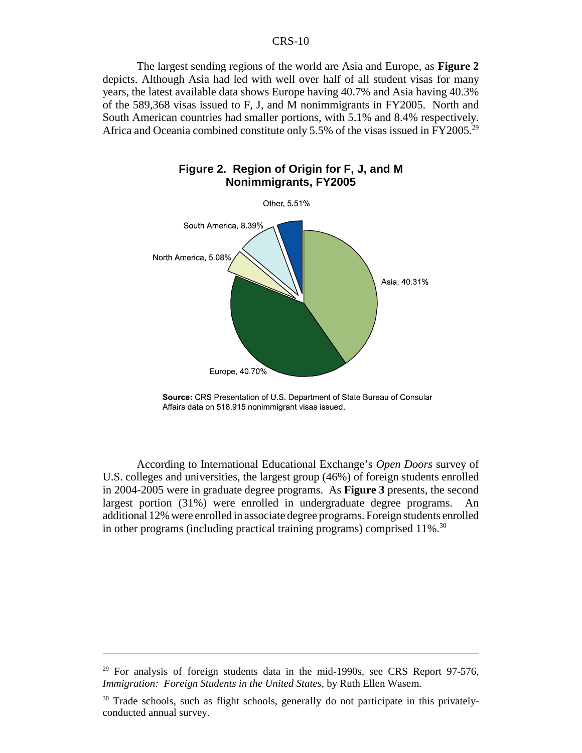The largest sending regions of the world are Asia and Europe, as **Figure 2** depicts. Although Asia had led with well over half of all student visas for many years, the latest available data shows Europe having 40.7% and Asia having 40.3% of the 589,368 visas issued to F, J, and M nonimmigrants in FY2005. North and South American countries had smaller portions, with 5.1% and 8.4% respectively. Africa and Oceania combined constitute only 5.5% of the visas issued in FY2005.[29]

**Figure 2. Region of Origin for F, J, and M Nonimmigrants, FY2005**

Other, 5.51%

South America, 8.39%

North America, 5.08%

Asia, 40.31%

Europe, 40.70%

**Source:** CRS Presentation of U.S. Department of State Bureau of Consular Affairs data on 518,915 nonimmigrant visas issued.

According to International Educational Exchange's *Open Doors* survey of U.S. colleges and universities, the largest group (46%) of foreign students enrolled in 2004-2005 were in graduate degree programs. As **Figure 3** presents, the second largest portion (31%) were enrolled in undergraduate degree programs. An additional 12% were enrolled in associate degree programs. Foreign students enrolled in other programs (including practical training programs) comprised 11%.[30]

---

[29] For analysis of foreign students data in the mid-1990s, see CRS Report 97-576, *Immigration: Foreign Students in the United States*, by Ruth Ellen Wasem.

[30] Trade schools, such as flight schools, generally do not participate in this privately-conducted annual survey.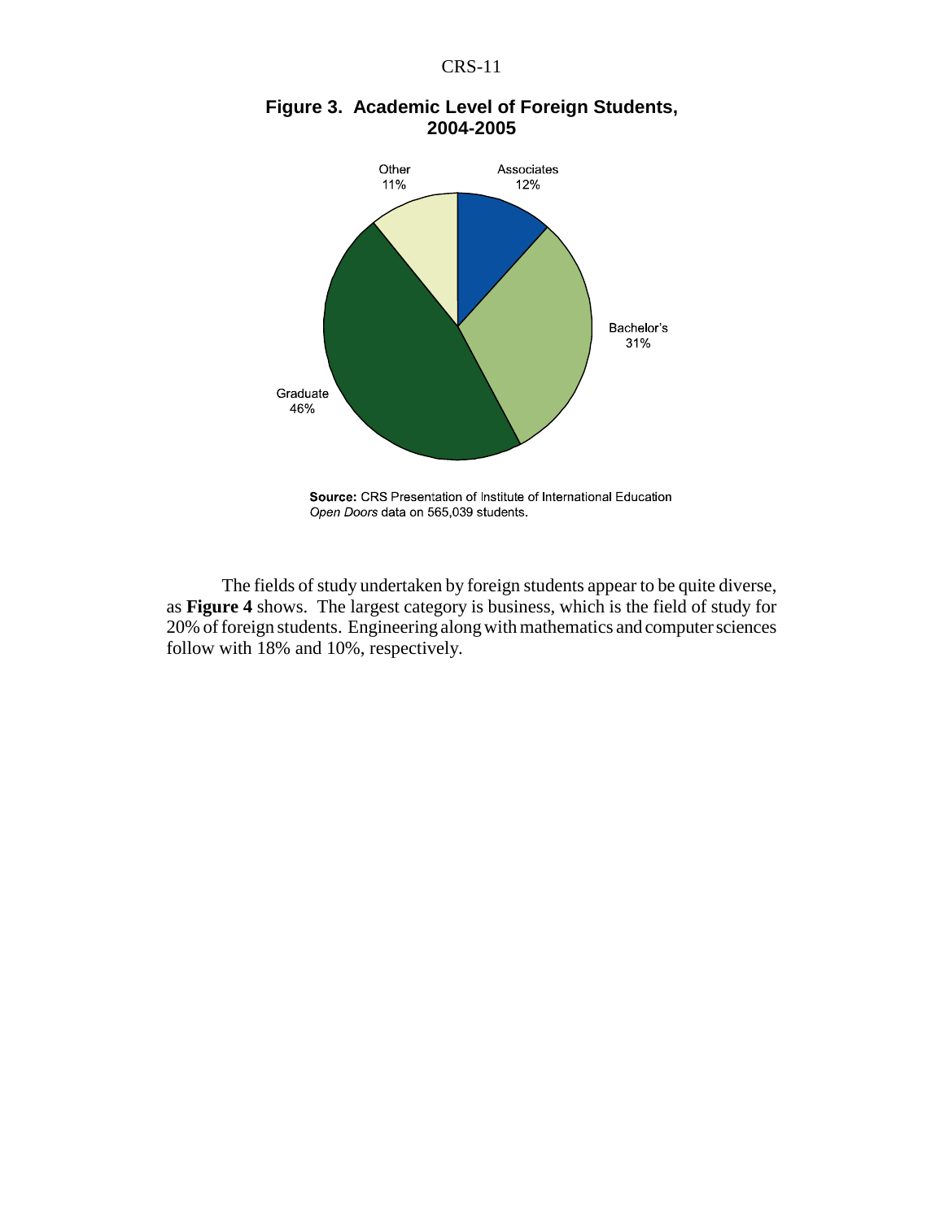**Figure 3. Academic Level of Foreign Students, 2004-2005**

Other 11%

Associates 12%

Bachelor's 31%

Graduate 46%

**Source:** CRS Presentation of Institute of International Education *Open Doors* data on 565,039 students.

The fields of study undertaken by foreign students appear to be quite diverse, as **Figure 4** shows. The largest category is business, which is the field of study for 20% of foreign students. Engineering along with mathematics and computer sciences follow with 18% and 10%, respectively.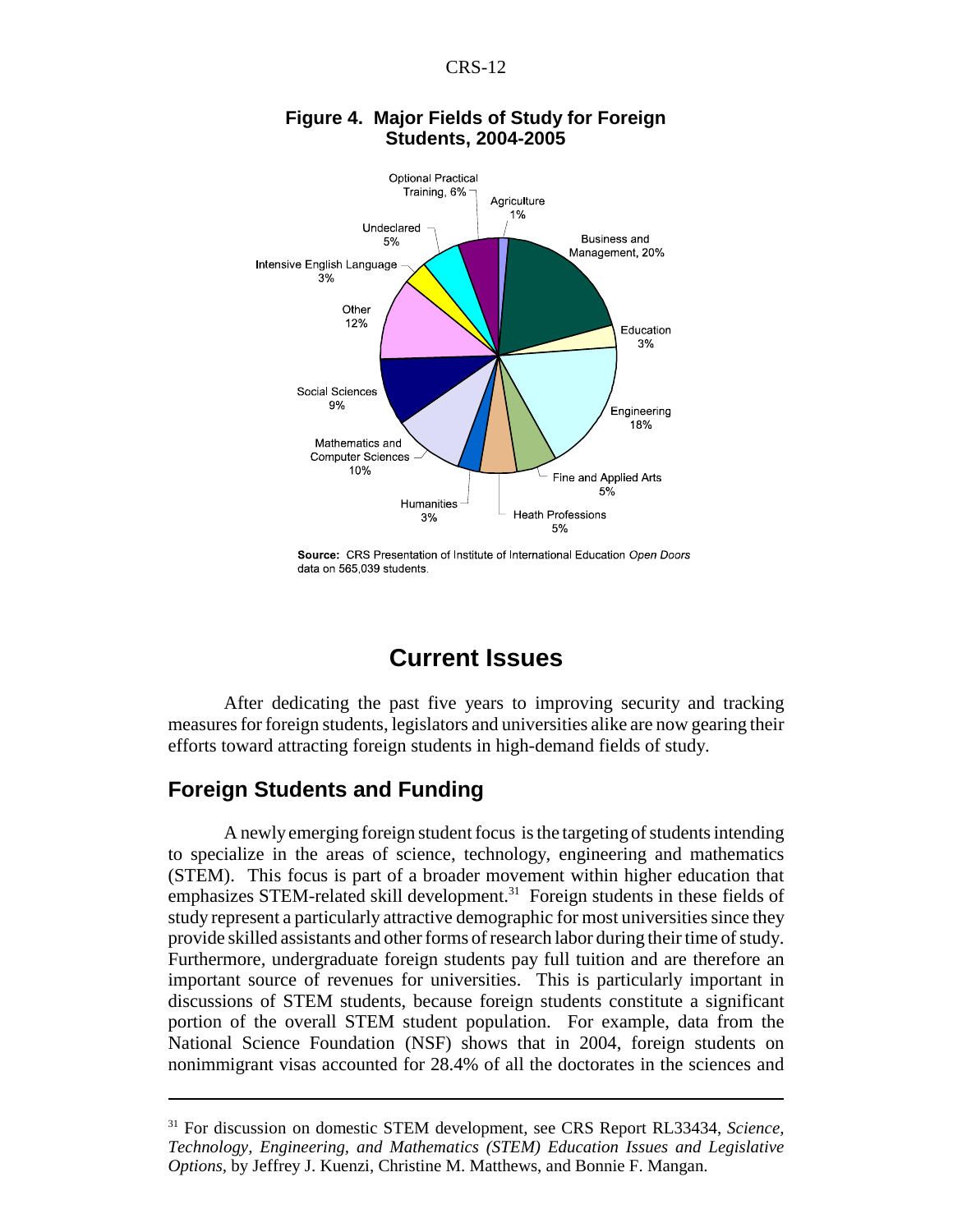**Figure 4. Major Fields of Study for Foreign Students, 2004-2005**

Source: CRS Presentation of Institute of International Education *Open Doors* data on 565,039 students.

# Current Issues

After dedicating the past five years to improving security and tracking measures for foreign students, legislators and universities alike are now gearing their efforts toward attracting foreign students in high-demand fields of study.

## Foreign Students and Funding

A newly emerging foreign student focus is the targeting of students intending to specialize in the areas of science, technology, engineering and mathematics (STEM). This focus is part of a broader movement within higher education that emphasizes STEM-related skill development.[31] Foreign students in these fields of study represent a particularly attractive demographic for most universities since they provide skilled assistants and other forms of research labor during their time of study. Furthermore, undergraduate foreign students pay full tuition and are therefore an important source of revenues for universities. This is particularly important in discussions of STEM students, because foreign students constitute a significant portion of the overall STEM student population. For example, data from the National Science Foundation (NSF) shows that in 2004, foreign students on nonimmigrant visas accounted for 28.4% of all the doctorates in the sciences and

---

[31] For discussion on domestic STEM development, see CRS Report RL33434, *Science, Technology, Engineering, and Mathematics (STEM) Education Issues and Legislative Options*, by Jeffrey J. Kuenzi, Christine M. Matthews, and Bonnie F. Mangan.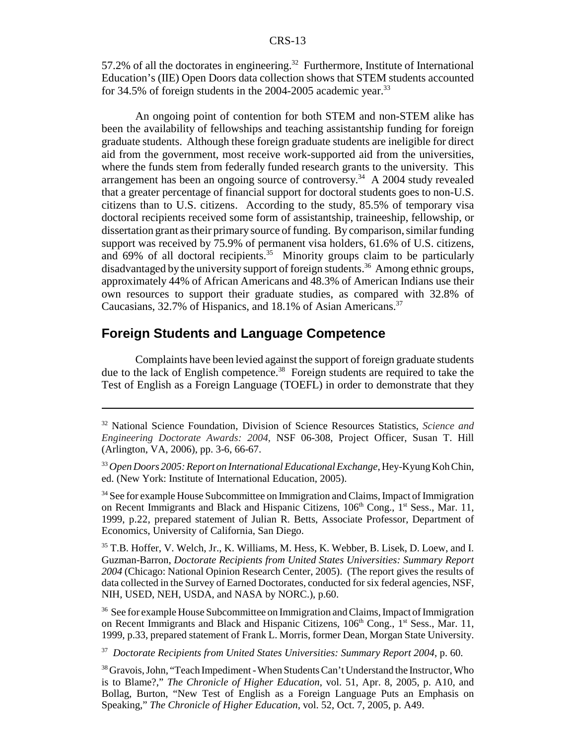57.2% of all the doctorates in engineering.[32] Furthermore, Institute of International Education's (IIE) Open Doors data collection shows that STEM students accounted for 34.5% of foreign students in the 2004-2005 academic year.[33]

An ongoing point of contention for both STEM and non-STEM alike has been the availability of fellowships and teaching assistantship funding for foreign graduate students. Although these foreign graduate students are ineligible for direct aid from the government, most receive work-supported aid from the universities, where the funds stem from federally funded research grants to the university. This arrangement has been an ongoing source of controversy.[34] A 2004 study revealed that a greater percentage of financial support for doctoral students goes to non-U.S. citizens than to U.S. citizens. According to the study, 85.5% of temporary visa doctoral recipients received some form of assistantship, traineeship, fellowship, or dissertation grant as their primary source of funding. By comparison, similar funding support was received by 75.9% of permanent visa holders, 61.6% of U.S. citizens, and 69% of all doctoral recipients.[35] Minority groups claim to be particularly disadvantaged by the university support of foreign students.[36] Among ethnic groups, approximately 44% of African Americans and 48.3% of American Indians use their own resources to support their graduate studies, as compared with 32.8% of Caucasians, 32.7% of Hispanics, and 18.1% of Asian Americans.[37]

## Foreign Students and Language Competence

Complaints have been levied against the support of foreign graduate students due to the lack of English competence.[38] Foreign students are required to take the Test of English as a Foreign Language (TOEFL) in order to demonstrate that they

---

[32] National Science Foundation, Division of Science Resources Statistics, *Science and Engineering Doctorate Awards: 2004*, NSF 06-308, Project Officer, Susan T. Hill (Arlington, VA, 2006), pp. 3-6, 66-67.

[33] *Open Doors 2005: Report on International Educational Exchange*, Hey-Kyung Koh Chin, ed. (New York: Institute of International Education, 2005).

[34] See for example House Subcommittee on Immigration and Claims, Impact of Immigration on Recent Immigrants and Black and Hispanic Citizens, 106th Cong., 1st Sess., Mar. 11, 1999, p.22, prepared statement of Julian R. Betts, Associate Professor, Department of Economics, University of California, San Diego.

[35] T.B. Hoffer, V. Welch, Jr., K. Williams, M. Hess, K. Webber, B. Lisek, D. Loew, and I. Guzman-Barron, *Doctorate Recipients from United States Universities: Summary Report 2004* (Chicago: National Opinion Research Center, 2005). (The report gives the results of data collected in the Survey of Earned Doctorates, conducted for six federal agencies, NSF, NIH, USED, NEH, USDA, and NASA by NORC.), p.60.

[36] See for example House Subcommittee on Immigration and Claims, Impact of Immigration on Recent Immigrants and Black and Hispanic Citizens, 106th Cong., 1st Sess., Mar. 11, 1999, p.33, prepared statement of Frank L. Morris, former Dean, Morgan State University.

[37] *Doctorate Recipients from United States Universities: Summary Report 2004*, p. 60.

[38] Gravois, John, "Teach Impediment - When Students Can't Understand the Instructor, Who is to Blame?," *The Chronicle of Higher Education*, vol. 51, Apr. 8, 2005, p. A10, and Bollag, Burton, "New Test of English as a Foreign Language Puts an Emphasis on Speaking," *The Chronicle of Higher Education*, vol. 52, Oct. 7, 2005, p. A49.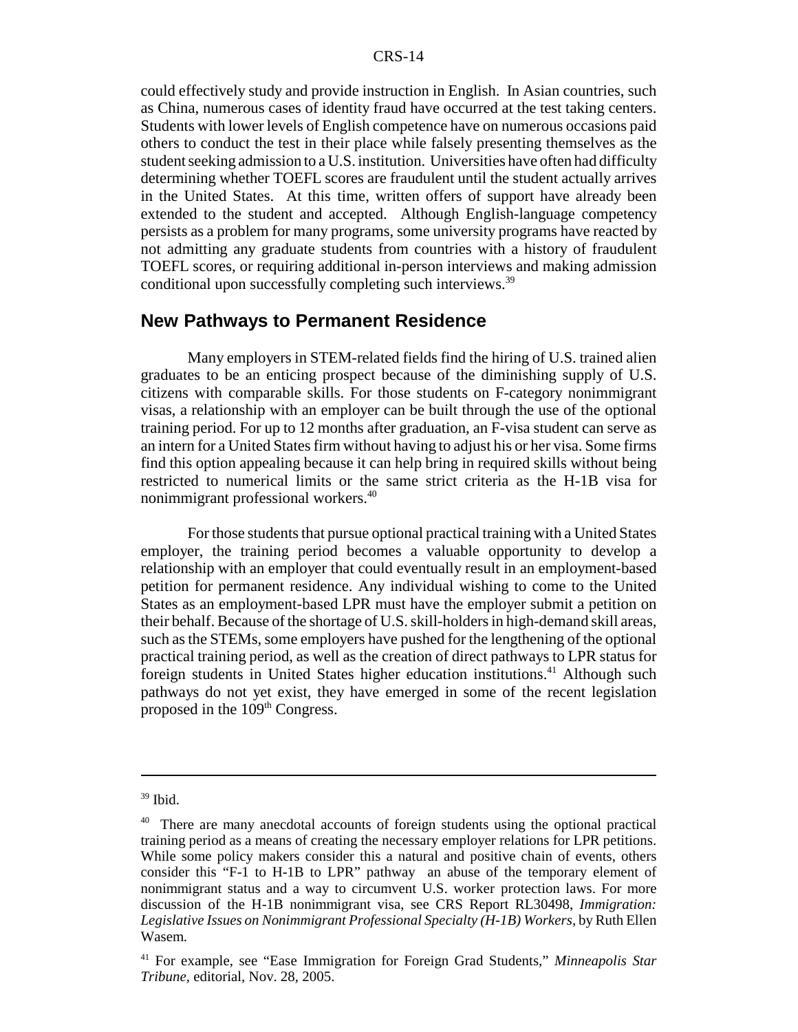could effectively study and provide instruction in English. In Asian countries, such as China, numerous cases of identity fraud have occurred at the test taking centers. Students with lower levels of English competence have on numerous occasions paid others to conduct the test in their place while falsely presenting themselves as the student seeking admission to a U.S. institution. Universities have often had difficulty determining whether TOEFL scores are fraudulent until the student actually arrives in the United States. At this time, written offers of support have already been extended to the student and accepted. Although English-language competency persists as a problem for many programs, some university programs have reacted by not admitting any graduate students from countries with a history of fraudulent TOEFL scores, or requiring additional in-person interviews and making admission conditional upon successfully completing such interviews.[39]

## New Pathways to Permanent Residence

Many employers in STEM-related fields find the hiring of U.S. trained alien graduates to be an enticing prospect because of the diminishing supply of U.S. citizens with comparable skills. For those students on F-category nonimmigrant visas, a relationship with an employer can be built through the use of the optional training period. For up to 12 months after graduation, an F-visa student can serve as an intern for a United States firm without having to adjust his or her visa. Some firms find this option appealing because it can help bring in required skills without being restricted to numerical limits or the same strict criteria as the H-1B visa for nonimmigrant professional workers.[40]

For those students that pursue optional practical training with a United States employer, the training period becomes a valuable opportunity to develop a relationship with an employer that could eventually result in an employment-based petition for permanent residence. Any individual wishing to come to the United States as an employment-based LPR must have the employer submit a petition on their behalf. Because of the shortage of U.S. skill-holders in high-demand skill areas, such as the STEMs, some employers have pushed for the lengthening of the optional practical training period, as well as the creation of direct pathways to LPR status for foreign students in United States higher education institutions.[41] Although such pathways do not yet exist, they have emerged in some of the recent legislation proposed in the 109th Congress.

---

[39] Ibid.

[40] There are many anecdotal accounts of foreign students using the optional practical training period as a means of creating the necessary employer relations for LPR petitions. While some policy makers consider this a natural and positive chain of events, others consider this "F-1 to H-1B to LPR" pathway an abuse of the temporary element of nonimmigrant status and a way to circumvent U.S. worker protection laws. For more discussion of the H-1B nonimmigrant visa, see CRS Report RL30498, *Immigration: Legislative Issues on Nonimmigrant Professional Specialty (H-1B) Workers*, by Ruth Ellen Wasem.

[41] For example, see "Ease Immigration for Foreign Grad Students," *Minneapolis Star Tribune*, editorial, Nov. 28, 2005.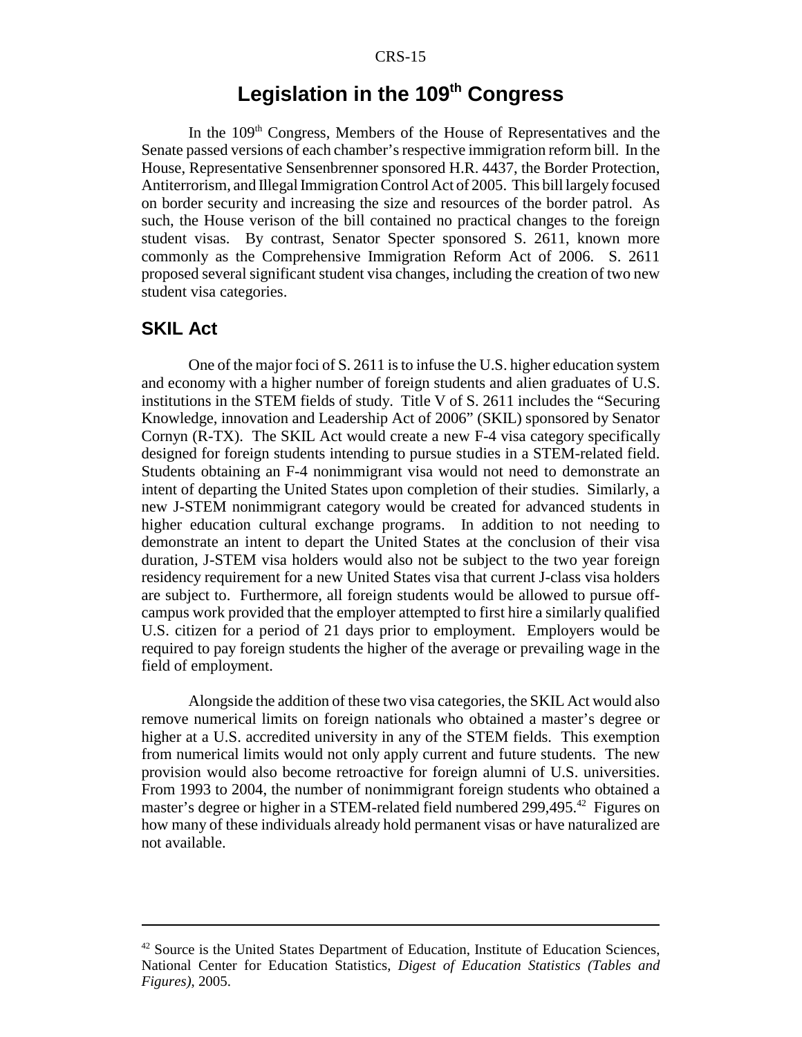## Legislation in the 109th Congress

In the 109th Congress, Members of the House of Representatives and the Senate passed versions of each chamber's respective immigration reform bill. In the House, Representative Sensenbrenner sponsored H.R. 4437, the Border Protection, Antiterrorism, and Illegal Immigration Control Act of 2005. This bill largely focused on border security and increasing the size and resources of the border patrol. As such, the House verison of the bill contained no practical changes to the foreign student visas. By contrast, Senator Specter sponsored S. 2611, known more commonly as the Comprehensive Immigration Reform Act of 2006. S. 2611 proposed several significant student visa changes, including the creation of two new student visa categories.

### SKIL Act

One of the major foci of S. 2611 is to infuse the U.S. higher education system and economy with a higher number of foreign students and alien graduates of U.S. institutions in the STEM fields of study. Title V of S. 2611 includes the "Securing Knowledge, innovation and Leadership Act of 2006" (SKIL) sponsored by Senator Cornyn (R-TX). The SKIL Act would create a new F-4 visa category specifically designed for foreign students intending to pursue studies in a STEM-related field. Students obtaining an F-4 nonimmigrant visa would not need to demonstrate an intent of departing the United States upon completion of their studies. Similarly, a new J-STEM nonimmigrant category would be created for advanced students in higher education cultural exchange programs. In addition to not needing to demonstrate an intent to depart the United States at the conclusion of their visa duration, J-STEM visa holders would also not be subject to the two year foreign residency requirement for a new United States visa that current J-class visa holders are subject to. Furthermore, all foreign students would be allowed to pursue off-campus work provided that the employer attempted to first hire a similarly qualified U.S. citizen for a period of 21 days prior to employment. Employers would be required to pay foreign students the higher of the average or prevailing wage in the field of employment.

Alongside the addition of these two visa categories, the SKIL Act would also remove numerical limits on foreign nationals who obtained a master's degree or higher at a U.S. accredited university in any of the STEM fields. This exemption from numerical limits would not only apply current and future students. The new provision would also become retroactive for foreign alumni of U.S. universities. From 1993 to 2004, the number of nonimmigrant foreign students who obtained a master's degree or higher in a STEM-related field numbered 299,495.[42] Figures on how many of these individuals already hold permanent visas or have naturalized are not available.

---

[42] Source is the United States Department of Education, Institute of Education Sciences, National Center for Education Statistics, *Digest of Education Statistics (Tables and Figures)*, 2005.